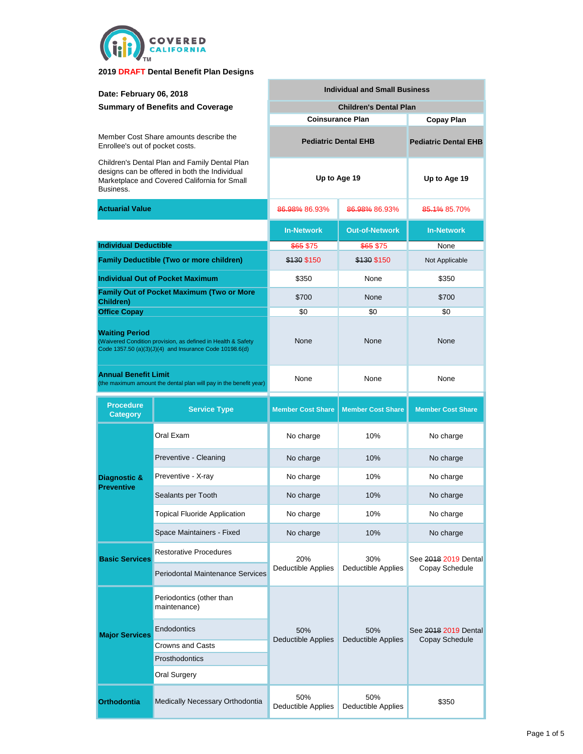COVERED CALIFORNIA™

**2019 DRAFT Dental Benefit Plan Designs**

**Date: February 06, 2018**

**Summary of Benefits and Coverage**

Member Cost Share amounts describe the Enrollee's out of pocket costs.

Children's Dental Plan and Family Dental Plan designs can be offered in both the Individual Marketplace and Covered California for Small Business.

| | | Individual and Small Business | | |
|---|---|---|---|---|
| | | Children's Dental Plan | | |
| | | Coinsurance Plan | | Copay Plan |
| | | Pediatric Dental EHB | | Pediatric Dental EHB |
| | | Up to Age 19 | | Up to Age 19 |
| **Actuarial Value** | | ~~86.98%~~ 86.93% | ~~86.98%~~ 86.93% | ~~85.1%~~ 85.70% |
| | | **In-Network** | **Out-of-Network** | **In-Network** |
| **Individual Deductible** | | ~~$65~~ $75 | ~~$65~~ $75 | None |
| **Family Deductible (Two or more children)** | | ~~$130~~ $150 | ~~$130~~ $150 | Not Applicable |
| **Individual Out of Pocket Maximum** | | $350 | None | $350 |
| **Family Out of Pocket Maximum (Two or More Children)** | | $700 | None | $700 |
| **Office Copay** | | $0 | $0 | $0 |
| **Waiting Period** (Waivered Condition provision, as defined in Health & Safety Code 1357.50 (a)(3)(J)(4) and Insurance Code 10198.6(d) | | None | None | None |
| **Annual Benefit Limit** (the maximum amount the dental plan will pay in the benefit year) | | None | None | None |
| **Procedure Category** | **Service Type** | **Member Cost Share** | **Member Cost Share** | **Member Cost Share** |
| **Diagnostic & Preventive** | Oral Exam | No charge | 10% | No charge |
| | Preventive - Cleaning | No charge | 10% | No charge |
| | Preventive - X-ray | No charge | 10% | No charge |
| | Sealants per Tooth | No charge | 10% | No charge |
| | Topical Fluoride Application | No charge | 10% | No charge |
| | Space Maintainers - Fixed | No charge | 10% | No charge |
| **Basic Services** | Restorative Procedures | 20% Deductible Applies | 30% Deductible Applies | See ~~2018~~ 2019 Dental Copay Schedule |
| | Periodontal Maintenance Services | | | |
| **Major Services** | Periodontics (other than maintenance) | 50% Deductible Applies | 50% Deductible Applies | See ~~2018~~ 2019 Dental Copay Schedule |
| | Endodontics | | | |
| | Crowns and Casts | | | |
| | Prosthodontics | | | |
| | Oral Surgery | | | |
| **Orthodontia** | Medically Necessary Orthodontia | 50% Deductible Applies | 50% Deductible Applies | $350 |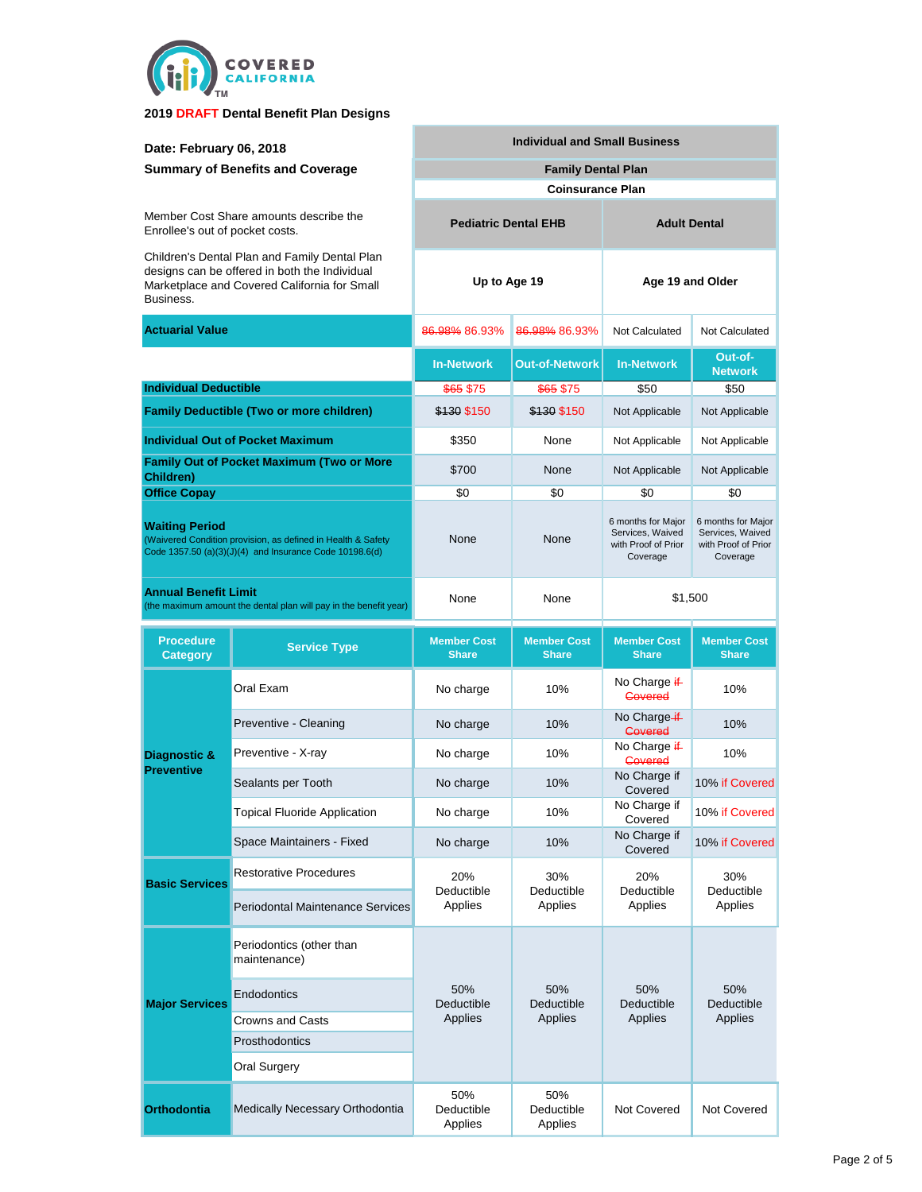COVERED CALIFORNIA™

**2019 DRAFT Dental Benefit Plan Designs**

**Date: February 06, 2018**

**Summary of Benefits and Coverage**

Member Cost Share amounts describe the Enrollee's out of pocket costs.

Children's Dental Plan and Family Dental Plan designs can be offered in both the Individual Marketplace and Covered California for Small Business.

| | | Individual and Small Business | | | |
|---|---|---|---|---|---|
| | | Family Dental Plan | | | |
| | | Coinsurance Plan | | | |
| | | Pediatric Dental EHB | | Adult Dental | |
| | | Up to Age 19 | | Age 19 and Older | |
| **Actuarial Value** | | ~~86.98%~~ 86.93% | ~~86.98%~~ 86.93% | Not Calculated | Not Calculated |
| | | **In-Network** | **Out-of-Network** | **In-Network** | **Out-of-Network** |
| **Individual Deductible** | | ~~$65~~ $75 | ~~$65~~ $75 | $50 | $50 |
| **Family Deductible (Two or more children)** | | ~~$130~~ $150 | ~~$130~~ $150 | Not Applicable | Not Applicable |
| **Individual Out of Pocket Maximum** | | $350 | None | Not Applicable | Not Applicable |
| **Family Out of Pocket Maximum (Two or More Children)** | | $700 | None | Not Applicable | Not Applicable |
| **Office Copay** | | $0 | $0 | $0 | $0 |
| **Waiting Period** (Waivered Condition provision, as defined in Health & Safety Code 1357.50 (a)(3)(J)(4) and Insurance Code 10198.6(d) | | None | None | 6 months for Major Services, Waived with Proof of Prior Coverage | 6 months for Major Services, Waived with Proof of Prior Coverage |
| **Annual Benefit Limit** (the maximum amount the dental plan will pay in the benefit year) | | None | None | $1,500 | |
| **Procedure Category** | **Service Type** | **Member Cost Share** | **Member Cost Share** | **Member Cost Share** | **Member Cost Share** |
| **Diagnostic & Preventive** | Oral Exam | No charge | 10% | No Charge ~~if Covered~~ | 10% |
| | Preventive - Cleaning | No charge | 10% | No Charge ~~if Covered~~ | 10% |
| | Preventive - X-ray | No charge | 10% | No Charge ~~if Covered~~ | 10% |
| | Sealants per Tooth | No charge | 10% | No Charge if Covered | 10% if Covered |
| | Topical Fluoride Application | No charge | 10% | No Charge if Covered | 10% if Covered |
| | Space Maintainers - Fixed | No charge | 10% | No Charge if Covered | 10% if Covered |
| **Basic Services** | Restorative Procedures | 20% Deductible Applies | 30% Deductible Applies | 20% Deductible Applies | 30% Deductible Applies |
| | Periodontal Maintenance Services | | | | |
| **Major Services** | Periodontics (other than maintenance) | 50% Deductible Applies | 50% Deductible Applies | 50% Deductible Applies | 50% Deductible Applies |
| | Endodontics | | | | |
| | Crowns and Casts | | | | |
| | Prosthodontics | | | | |
| | Oral Surgery | | | | |
| **Orthodontia** | Medically Necessary Orthodontia | 50% Deductible Applies | 50% Deductible Applies | Not Covered | Not Covered |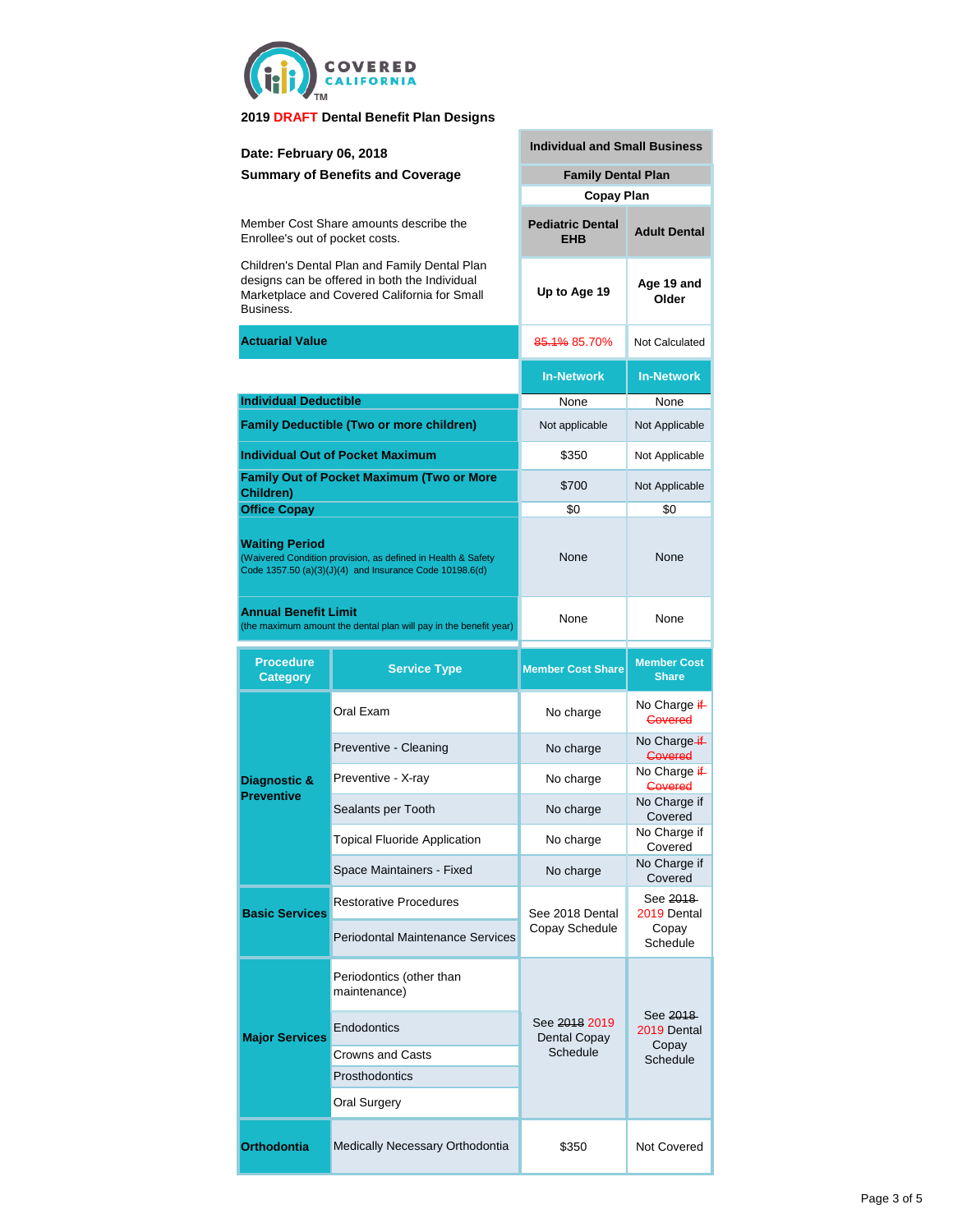COVERED CALIFORNIA™

**2019 DRAFT Dental Benefit Plan Designs**

**Date: February 06, 2018**

**Summary of Benefits and Coverage**

Member Cost Share amounts describe the Enrollee's out of pocket costs.

Children's Dental Plan and Family Dental Plan designs can be offered in both the Individual Marketplace and Covered California for Small Business.

| | | Individual and Small Business | |
|---|---|---|---|
| | | Family Dental Plan | |
| | | Copay Plan | |
| | | Pediatric Dental EHB | Adult Dental |
| | | Up to Age 19 | Age 19 and Older |
| **Actuarial Value** | | ~~85.1%~~ 85.70% | Not Calculated |
| | | In-Network | In-Network |
| **Individual Deductible** | | None | None |
| **Family Deductible (Two or more children)** | | Not applicable | Not Applicable |
| **Individual Out of Pocket Maximum** | | $350 | Not Applicable |
| **Family Out of Pocket Maximum (Two or More Children)** | | $700 | Not Applicable |
| **Office Copay** | | $0 | $0 |
| **Waiting Period** (Waivered Condition provision, as defined in Health & Safety Code 1357.50 (a)(3)(J)(4) and Insurance Code 10198.6(d) | | None | None |
| **Annual Benefit Limit** (the maximum amount the dental plan will pay in the benefit year) | | None | None |
| **Procedure Category** | **Service Type** | **Member Cost Share** | **Member Cost Share** |
| **Diagnostic & Preventive** | Oral Exam | No charge | No Charge ~~if Covered~~ |
| | Preventive - Cleaning | No charge | No Charge ~~if Covered~~ |
| | Preventive - X-ray | No charge | No Charge ~~if Covered~~ |
| | Sealants per Tooth | No charge | No Charge if Covered |
| | Topical Fluoride Application | No charge | No Charge if Covered |
| | Space Maintainers - Fixed | No charge | No Charge if Covered |
| **Basic Services** | Restorative Procedures | See 2018 Dental Copay Schedule | See ~~2018~~ 2019 Dental Copay Schedule |
| | Periodontal Maintenance Services | | |
| **Major Services** | Periodontics (other than maintenance) | See ~~2018~~ 2019 Dental Copay Schedule | See ~~2018~~ 2019 Dental Copay Schedule |
| | Endodontics | | |
| | Crowns and Casts | | |
| | Prosthodontics | | |
| | Oral Surgery | | |
| **Orthodontia** | Medically Necessary Orthodontia | $350 | Not Covered |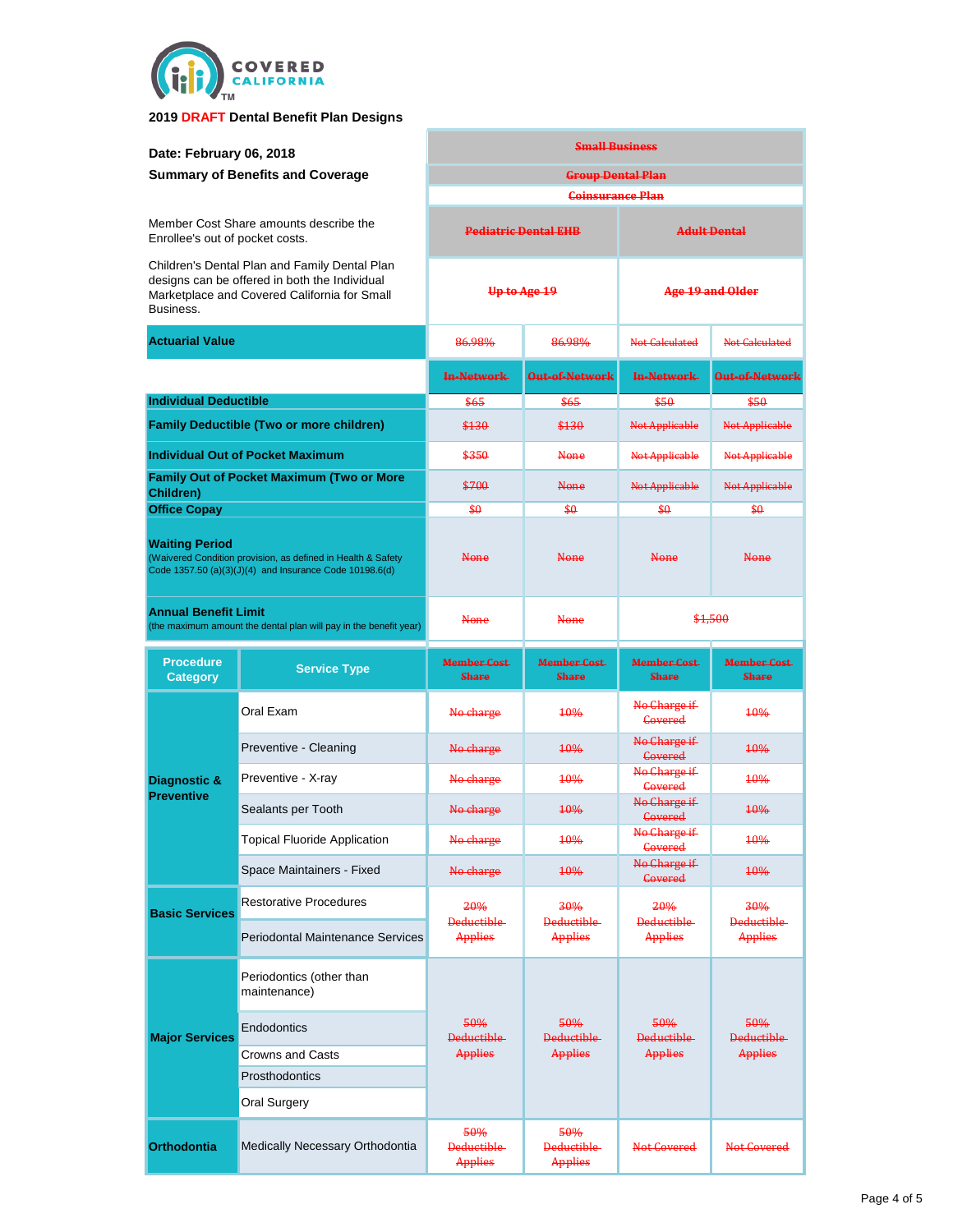COVERED CALIFORNIA™

**2019 DRAFT Dental Benefit Plan Designs**

**Date: February 06, 2018**

**Summary of Benefits and Coverage**

Member Cost Share amounts describe the Enrollee's out of pocket costs.

Children's Dental Plan and Family Dental Plan designs can be offered in both the Individual Marketplace and Covered California for Small Business.

| | | ~~Small Business~~ | | | |
|---|---|---|---|---|---|
| | | ~~Group Dental Plan~~ | | | |
| | | ~~Coinsurance Plan~~ | | | |
| | | ~~Pediatric Dental EHB~~ | | ~~Adult Dental~~ | |
| | | ~~Up to Age 19~~ | | ~~Age 19 and Older~~ | |
| **Actuarial Value** | | ~~86.98%~~ | ~~86.98%~~ | ~~Not Calculated~~ | ~~Not Calculated~~ |
| | | ~~In-Network~~ | ~~Out-of-Network~~ | ~~In-Network~~ | ~~Out-of-Network~~ |
| **Individual Deductible** | | ~~$65~~ | ~~$65~~ | ~~$50~~ | ~~$50~~ |
| **Family Deductible (Two or more children)** | | ~~$130~~ | ~~$130~~ | ~~Not Applicable~~ | ~~Not Applicable~~ |
| **Individual Out of Pocket Maximum** | | ~~$350~~ | ~~None~~ | ~~Not Applicable~~ | ~~Not Applicable~~ |
| **Family Out of Pocket Maximum (Two or More Children)** | | ~~$700~~ | ~~None~~ | ~~Not Applicable~~ | ~~Not Applicable~~ |
| **Office Copay** | | ~~$0~~ | ~~$0~~ | ~~$0~~ | ~~$0~~ |
| **Waiting Period** (Waivered Condition provision, as defined in Health & Safety Code 1357.50 (a)(3)(J)(4) and Insurance Code 10198.6(d) | | ~~None~~ | ~~None~~ | ~~None~~ | ~~None~~ |
| **Annual Benefit Limit** (the maximum amount the dental plan will pay in the benefit year) | | ~~None~~ | ~~None~~ | ~~$1,500~~ | |
| **Procedure Category** | **Service Type** | ~~Member Cost Share~~ | ~~Member Cost Share~~ | ~~Member Cost Share~~ | ~~Member Cost Share~~ |
| **Diagnostic & Preventive** | Oral Exam | ~~No charge~~ | ~~10%~~ | ~~No Charge if Covered~~ | ~~10%~~ |
| | Preventive - Cleaning | ~~No charge~~ | ~~10%~~ | ~~No Charge if Covered~~ | ~~10%~~ |
| | Preventive - X-ray | ~~No charge~~ | ~~10%~~ | ~~No Charge if Covered~~ | ~~10%~~ |
| | Sealants per Tooth | ~~No charge~~ | ~~10%~~ | ~~No Charge if Covered~~ | ~~10%~~ |
| | Topical Fluoride Application | ~~No charge~~ | ~~10%~~ | ~~No Charge if Covered~~ | ~~10%~~ |
| | Space Maintainers - Fixed | ~~No charge~~ | ~~10%~~ | ~~No Charge if Covered~~ | ~~10%~~ |
| **Basic Services** | Restorative Procedures | ~~20% Deductible Applies~~ | ~~30% Deductible Applies~~ | ~~20% Deductible Applies~~ | ~~30% Deductible Applies~~ |
| | Periodontal Maintenance Services | | | | |
| **Major Services** | Periodontics (other than maintenance) | ~~50% Deductible Applies~~ | ~~50% Deductible Applies~~ | ~~50% Deductible Applies~~ | ~~50% Deductible Applies~~ |
| | Endodontics | | | | |
| | Crowns and Casts | | | | |
| | Prosthodontics | | | | |
| | Oral Surgery | | | | |
| **Orthodontia** | Medically Necessary Orthodontia | ~~50% Deductible Applies~~ | ~~50% Deductible Applies~~ | ~~Not Covered~~ | ~~Not Covered~~ |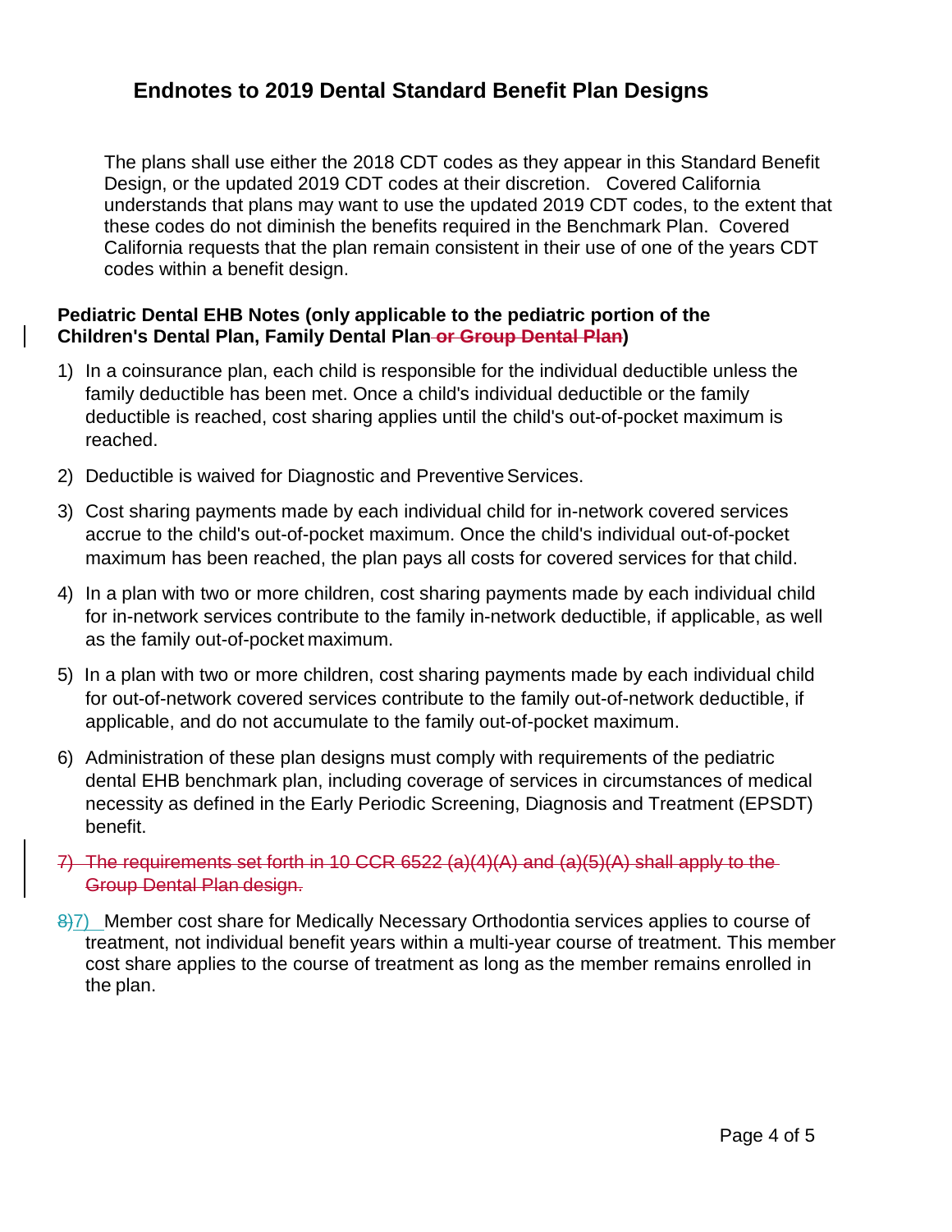# Endnotes to 2019 Dental Standard Benefit Plan Designs

The plans shall use either the 2018 CDT codes as they appear in this Standard Benefit Design, or the updated 2019 CDT codes at their discretion. Covered California understands that plans may want to use the updated 2019 CDT codes, to the extent that these codes do not diminish the benefits required in the Benchmark Plan. Covered California requests that the plan remain consistent in their use of one of the years CDT codes within a benefit design.

**Pediatric Dental EHB Notes (only applicable to the pediatric portion of the Children's Dental Plan, Family Dental Plan ~~or Group Dental Plan~~)**

1) In a coinsurance plan, each child is responsible for the individual deductible unless the family deductible has been met. Once a child's individual deductible or the family deductible is reached, cost sharing applies until the child's out-of-pocket maximum is reached.

2) Deductible is waived for Diagnostic and Preventive Services.

3) Cost sharing payments made by each individual child for in-network covered services accrue to the child's out-of-pocket maximum. Once the child's individual out-of-pocket maximum has been reached, the plan pays all costs for covered services for that child.

4) In a plan with two or more children, cost sharing payments made by each individual child for in-network services contribute to the family in-network deductible, if applicable, as well as the family out-of-pocket maximum.

5) In a plan with two or more children, cost sharing payments made by each individual child for out-of-network covered services contribute to the family out-of-network deductible, if applicable, and do not accumulate to the family out-of-pocket maximum.

6) Administration of these plan designs must comply with requirements of the pediatric dental EHB benchmark plan, including coverage of services in circumstances of medical necessity as defined in the Early Periodic Screening, Diagnosis and Treatment (EPSDT) benefit.

~~7) The requirements set forth in 10 CCR 6522 (a)(4)(A) and (a)(5)(A) shall apply to the Group Dental Plan design.~~

~~8)~~7) Member cost share for Medically Necessary Orthodontia services applies to course of treatment, not individual benefit years within a multi-year course of treatment. This member cost share applies to the course of treatment as long as the member remains enrolled in the plan.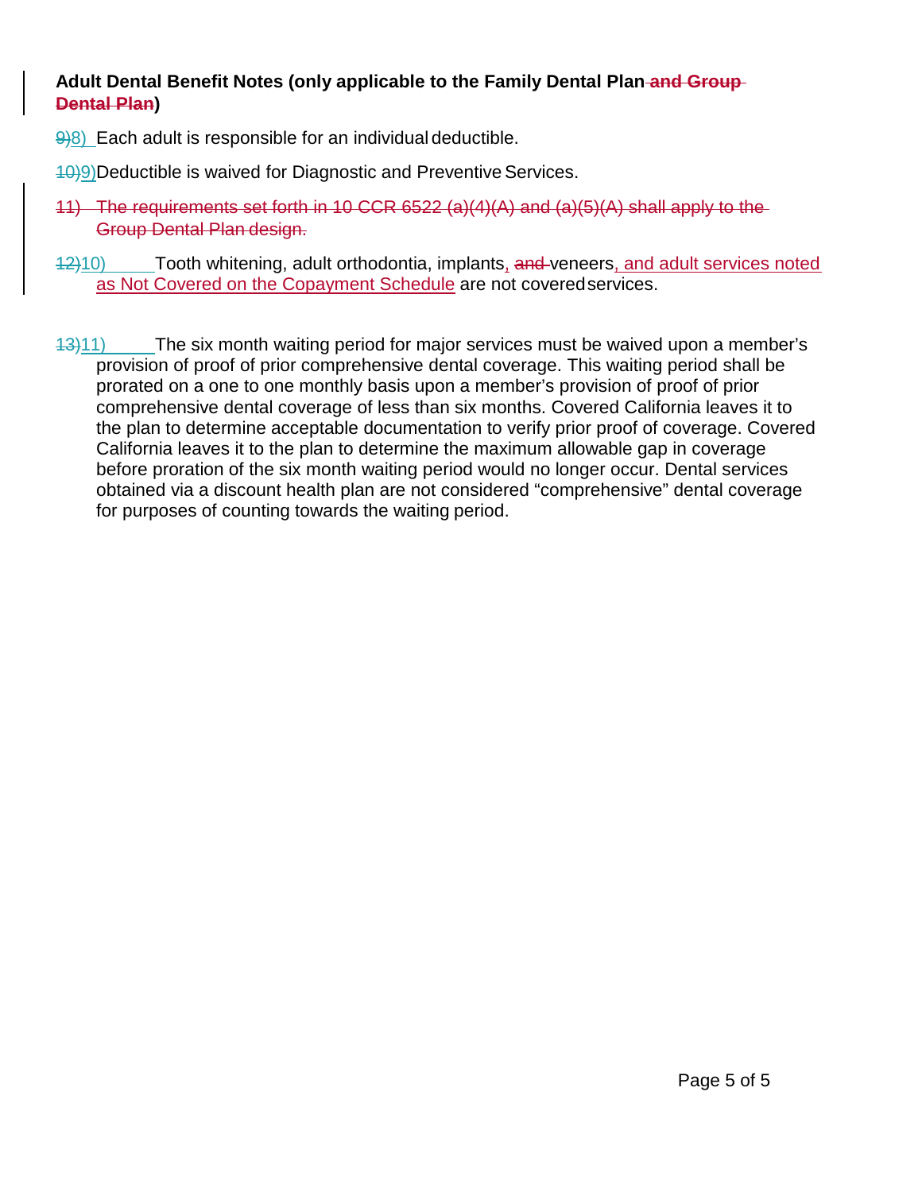**Adult Dental Benefit Notes (only applicable to the Family Dental Plan ~~and Group Dental Plan~~)**

~~9)~~8) Each adult is responsible for an individual deductible.

~~10)~~9) Deductible is waived for Diagnostic and Preventive Services.

~~11) The requirements set forth in 10 CCR 6522 (a)(4)(A) and (a)(5)(A) shall apply to the Group Dental Plan design.~~

~~12)~~10) Tooth whitening, adult orthodontia, implants, ~~and~~ veneers, and adult services noted as Not Covered on the Copayment Schedule are not covered services.

~~13)~~11) The six month waiting period for major services must be waived upon a member's provision of proof of prior comprehensive dental coverage. This waiting period shall be prorated on a one to one monthly basis upon a member's provision of proof of prior comprehensive dental coverage of less than six months. Covered California leaves it to the plan to determine acceptable documentation to verify prior proof of coverage. Covered California leaves it to the plan to determine the maximum allowable gap in coverage before proration of the six month waiting period would no longer occur. Dental services obtained via a discount health plan are not considered "comprehensive" dental coverage for purposes of counting towards the waiting period.